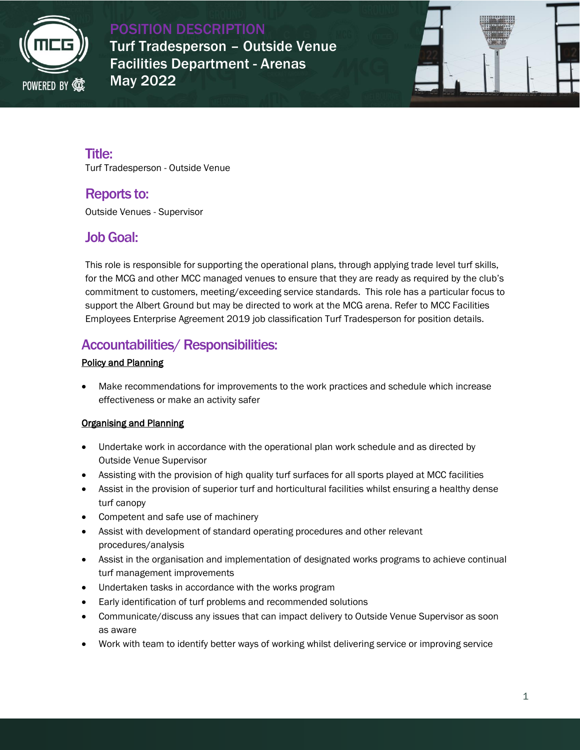# POSITION DESCRIPTION

**Turf Tradesperson – Outside Venue**
**Facilities Department - Arenas**
**May 2022**

## Title:

Turf Tradesperson - Outside Venue

## Reports to:

Outside Venues - Supervisor

## Job Goal:

This role is responsible for supporting the operational plans, through applying trade level turf skills, for the MCG and other MCC managed venues to ensure that they are ready as required by the club's commitment to customers, meeting/exceeding service standards. This role has a particular focus to support the Albert Ground but may be directed to work at the MCG arena. Refer to MCC Facilities Employees Enterprise Agreement 2019 job classification Turf Tradesperson for position details.

## Accountabilities/ Responsibilities:

### Policy and Planning

- Make recommendations for improvements to the work practices and schedule which increase effectiveness or make an activity safer

### Organising and Planning

- Undertake work in accordance with the operational plan work schedule and as directed by Outside Venue Supervisor
- Assisting with the provision of high quality turf surfaces for all sports played at MCC facilities
- Assist in the provision of superior turf and horticultural facilities whilst ensuring a healthy dense turf canopy
- Competent and safe use of machinery
- Assist with development of standard operating procedures and other relevant procedures/analysis
- Assist in the organisation and implementation of designated works programs to achieve continual turf management improvements
- Undertaken tasks in accordance with the works program
- Early identification of turf problems and recommended solutions
- Communicate/discuss any issues that can impact delivery to Outside Venue Supervisor as soon as aware
- Work with team to identify better ways of working whilst delivering service or improving service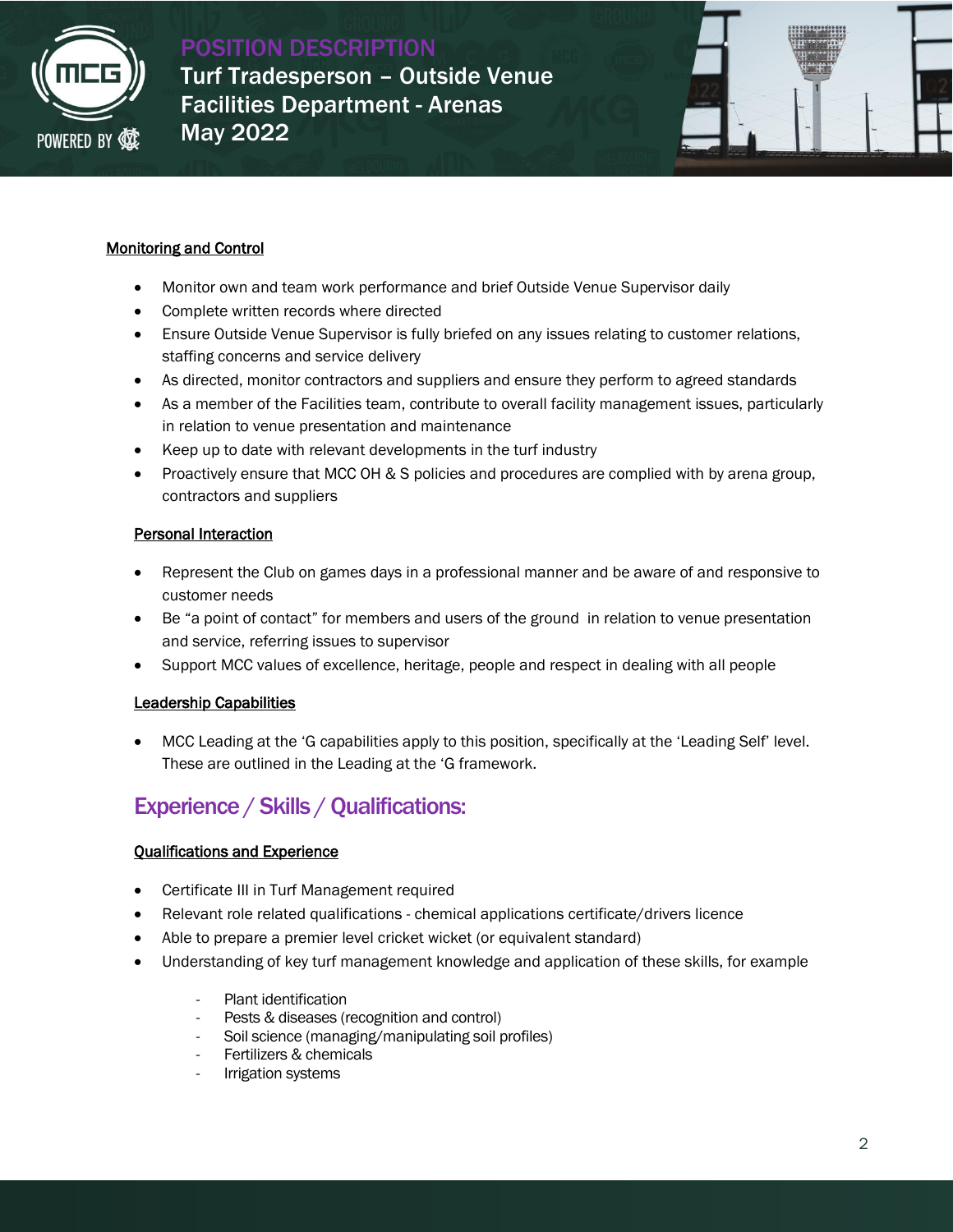#### Monitoring and Control

- Monitor own and team work performance and brief Outside Venue Supervisor daily
- Complete written records where directed
- Ensure Outside Venue Supervisor is fully briefed on any issues relating to customer relations, staffing concerns and service delivery
- As directed, monitor contractors and suppliers and ensure they perform to agreed standards
- As a member of the Facilities team, contribute to overall facility management issues, particularly in relation to venue presentation and maintenance
- Keep up to date with relevant developments in the turf industry
- Proactively ensure that MCC OH & S policies and procedures are complied with by arena group, contractors and suppliers

#### Personal Interaction

- Represent the Club on games days in a professional manner and be aware of and responsive to customer needs
- Be "a point of contact" for members and users of the ground in relation to venue presentation and service, referring issues to supervisor
- Support MCC values of excellence, heritage, people and respect in dealing with all people

#### Leadership Capabilities

- MCC Leading at the 'G capabilities apply to this position, specifically at the 'Leading Self' level. These are outlined in the Leading at the 'G framework.

## Experience / Skills / Qualifications:

#### Qualifications and Experience

- Certificate III in Turf Management required
- Relevant role related qualifications - chemical applications certificate/drivers licence
- Able to prepare a premier level cricket wicket (or equivalent standard)
- Understanding of key turf management knowledge and application of these skills, for example
  - Plant identification
  - Pests & diseases (recognition and control)
  - Soil science (managing/manipulating soil profiles)
  - Fertilizers & chemicals
  - Irrigation systems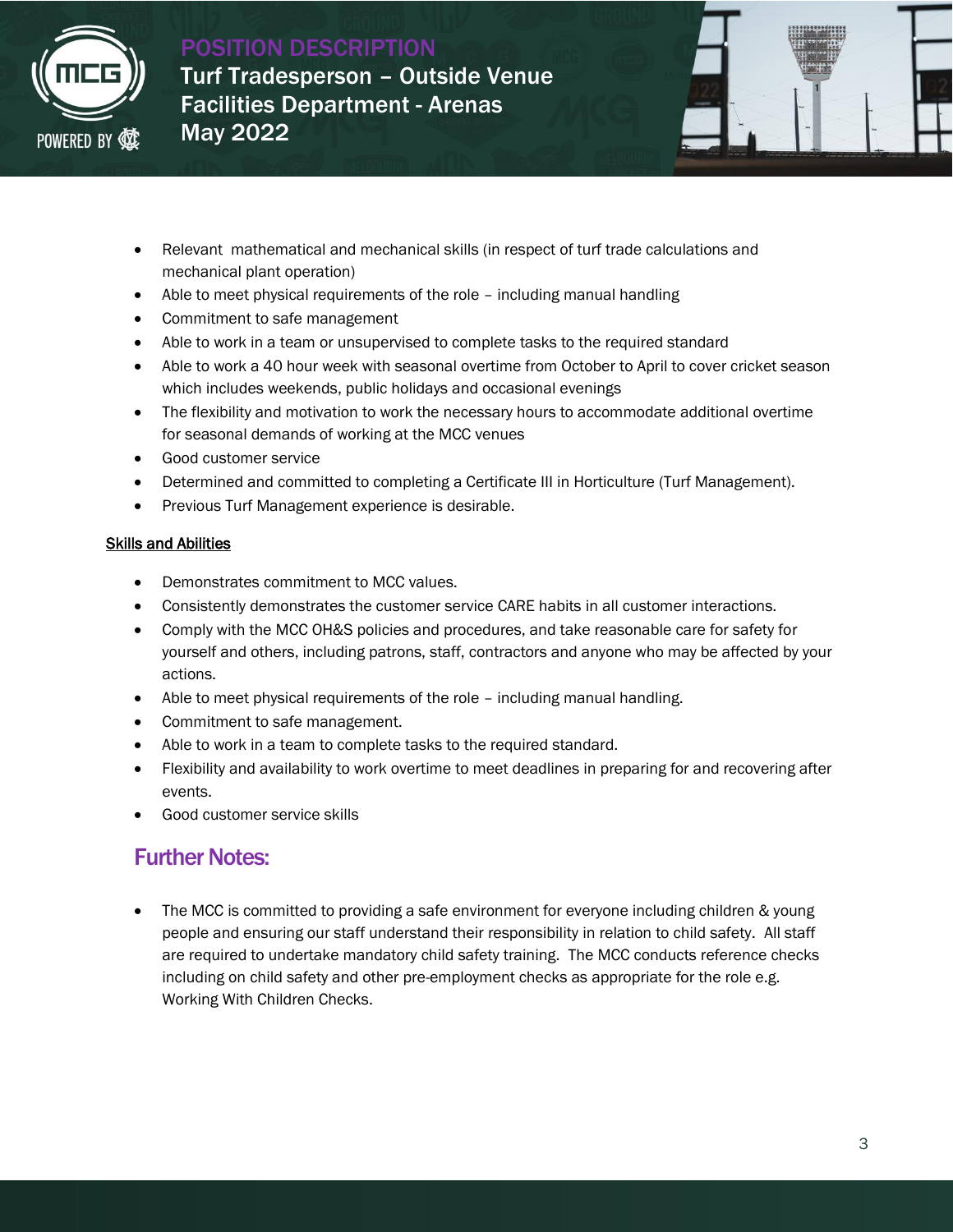- Relevant  mathematical and mechanical skills (in respect of turf trade calculations and mechanical plant operation)
- Able to meet physical requirements of the role – including manual handling
- Commitment to safe management
- Able to work in a team or unsupervised to complete tasks to the required standard
- Able to work a 40 hour week with seasonal overtime from October to April to cover cricket season which includes weekends, public holidays and occasional evenings
- The flexibility and motivation to work the necessary hours to accommodate additional overtime for seasonal demands of working at the MCC venues
- Good customer service
- Determined and committed to completing a Certificate III in Horticulture (Turf Management).
- Previous Turf Management experience is desirable.

**Skills and Abilities**

- Demonstrates commitment to MCC values.
- Consistently demonstrates the customer service CARE habits in all customer interactions.
- Comply with the MCC OH&S policies and procedures, and take reasonable care for safety for yourself and others, including patrons, staff, contractors and anyone who may be affected by your actions.
- Able to meet physical requirements of the role – including manual handling.
- Commitment to safe management.
- Able to work in a team to complete tasks to the required standard.
- Flexibility and availability to work overtime to meet deadlines in preparing for and recovering after events.
- Good customer service skills

## Further Notes:

- The MCC is committed to providing a safe environment for everyone including children & young people and ensuring our staff understand their responsibility in relation to child safety. All staff are required to undertake mandatory child safety training. The MCC conducts reference checks including on child safety and other pre-employment checks as appropriate for the role e.g. Working With Children Checks.